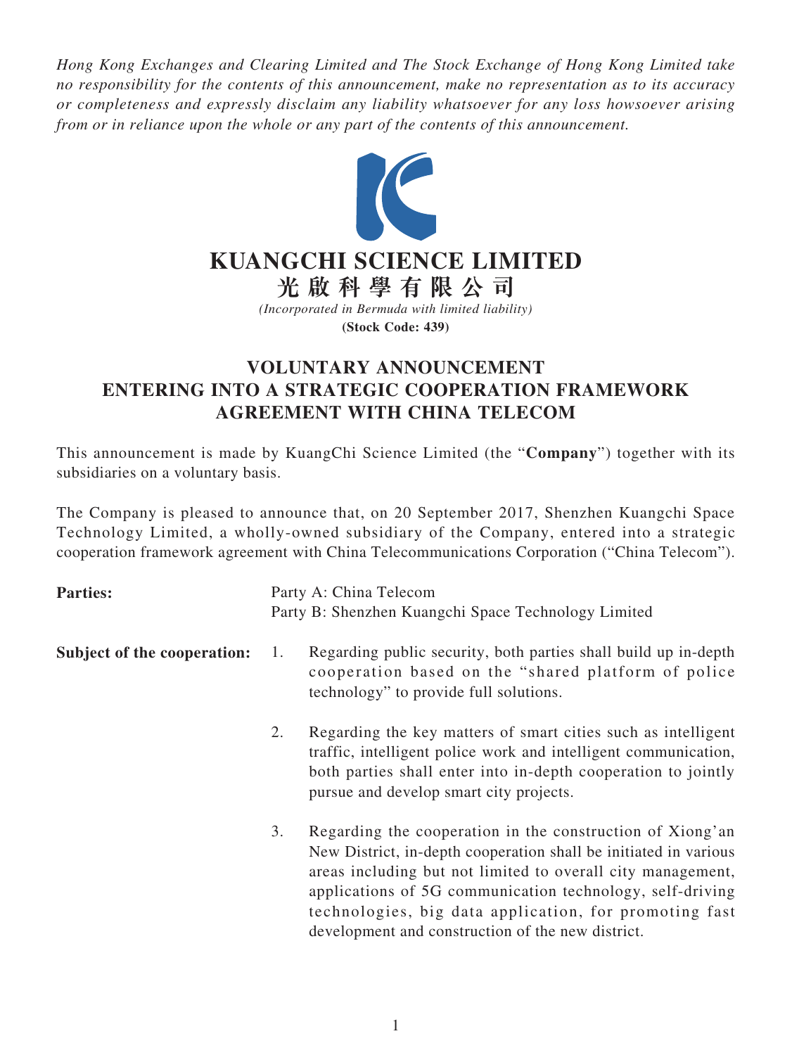*Hong Kong Exchanges and Clearing Limited and The Stock Exchange of Hong Kong Limited take no responsibility for the contents of this announcement, make no representation as to its accuracy or completeness and expressly disclaim any liability whatsoever for any loss howsoever arising from or in reliance upon the whole or any part of the contents of this announcement.*

# KUANGCHI SCIENCE LIMITED

# 光啟科學有限公司

*(Incorporated in Bermuda with limited liability)*

**(Stock Code: 439)**

## VOLUNTARY ANNOUNCEMENT ENTERING INTO A STRATEGIC COOPERATION FRAMEWORK AGREEMENT WITH CHINA TELECOM

This announcement is made by KuangChi Science Limited (the "**Company**") together with its subsidiaries on a voluntary basis.

The Company is pleased to announce that, on 20 September 2017, Shenzhen Kuangchi Space Technology Limited, a wholly-owned subsidiary of the Company, entered into a strategic cooperation framework agreement with China Telecommunications Corporation ("China Telecom").

**Parties:**

Party A: China Telecom
Party B: Shenzhen Kuangchi Space Technology Limited

**Subject of the cooperation:**

1. Regarding public security, both parties shall build up in-depth cooperation based on the "shared platform of police technology" to provide full solutions.

2. Regarding the key matters of smart cities such as intelligent traffic, intelligent police work and intelligent communication, both parties shall enter into in-depth cooperation to jointly pursue and develop smart city projects.

3. Regarding the cooperation in the construction of Xiong'an New District, in-depth cooperation shall be initiated in various areas including but not limited to overall city management, applications of 5G communication technology, self-driving technologies, big data application, for promoting fast development and construction of the new district.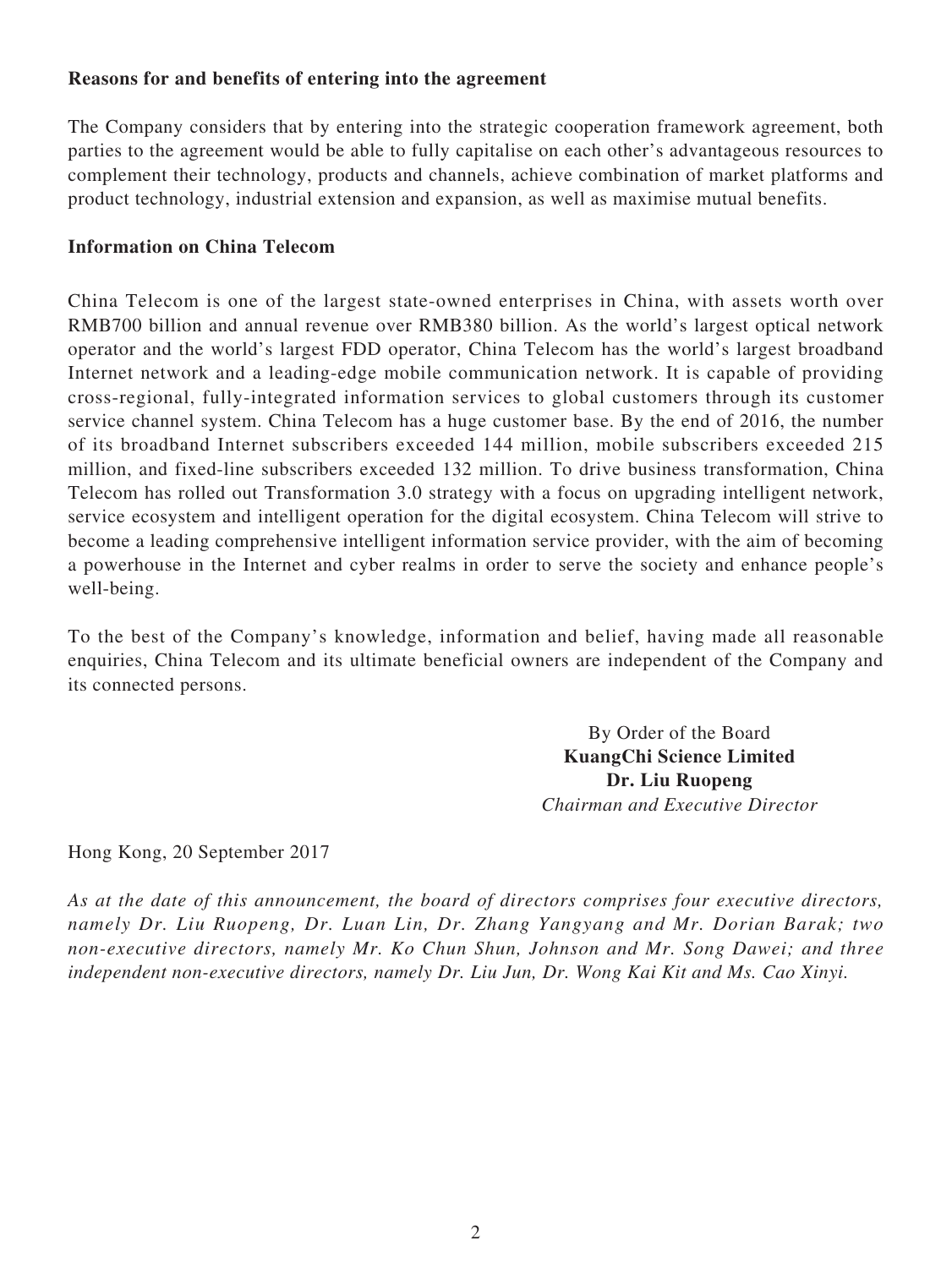**Reasons for and benefits of entering into the agreement**

The Company considers that by entering into the strategic cooperation framework agreement, both parties to the agreement would be able to fully capitalise on each other's advantageous resources to complement their technology, products and channels, achieve combination of market platforms and product technology, industrial extension and expansion, as well as maximise mutual benefits.

**Information on China Telecom**

China Telecom is one of the largest state-owned enterprises in China, with assets worth over RMB700 billion and annual revenue over RMB380 billion. As the world's largest optical network operator and the world's largest FDD operator, China Telecom has the world's largest broadband Internet network and a leading-edge mobile communication network. It is capable of providing cross-regional, fully-integrated information services to global customers through its customer service channel system. China Telecom has a huge customer base. By the end of 2016, the number of its broadband Internet subscribers exceeded 144 million, mobile subscribers exceeded 215 million, and fixed-line subscribers exceeded 132 million. To drive business transformation, China Telecom has rolled out Transformation 3.0 strategy with a focus on upgrading intelligent network, service ecosystem and intelligent operation for the digital ecosystem. China Telecom will strive to become a leading comprehensive intelligent information service provider, with the aim of becoming a powerhouse in the Internet and cyber realms in order to serve the society and enhance people's well-being.

To the best of the Company's knowledge, information and belief, having made all reasonable enquiries, China Telecom and its ultimate beneficial owners are independent of the Company and its connected persons.

By Order of the Board
**KuangChi Science Limited**
**Dr. Liu Ruopeng**
*Chairman and Executive Director*

Hong Kong, 20 September 2017

*As at the date of this announcement, the board of directors comprises four executive directors, namely Dr. Liu Ruopeng, Dr. Luan Lin, Dr. Zhang Yangyang and Mr. Dorian Barak; two non-executive directors, namely Mr. Ko Chun Shun, Johnson and Mr. Song Dawei; and three independent non-executive directors, namely Dr. Liu Jun, Dr. Wong Kai Kit and Ms. Cao Xinyi.*